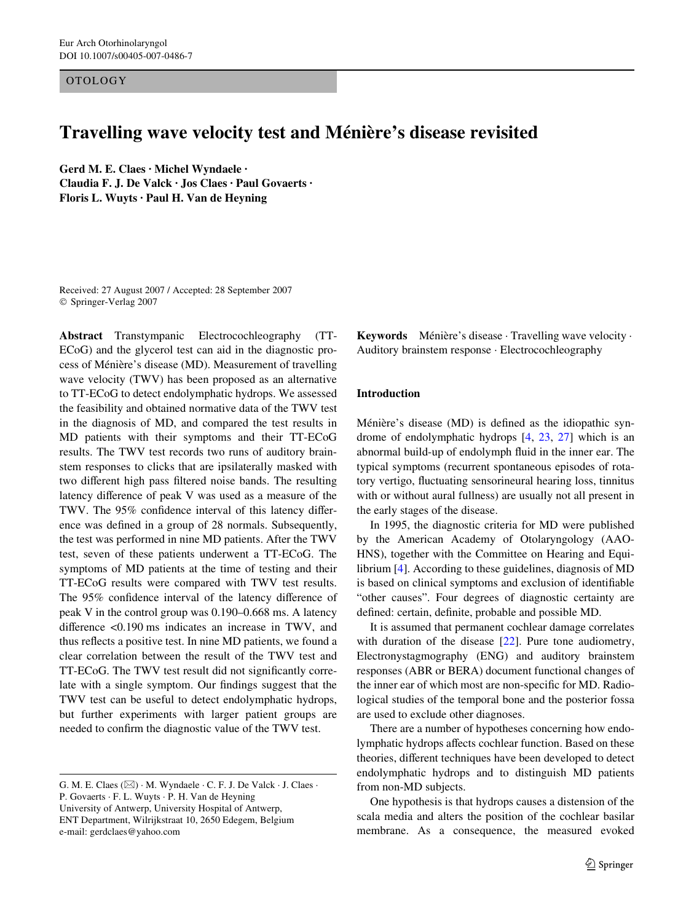OTOLOGY

# Travelling wave velocity test and Ménière's disease revisited

**Gerd M. E. Claes · Michel Wyndaele · Claudia F. J. De Valck · Jos Claes · Paul Govaerts · Floris L. Wuyts · Paul H. Van de Heyning**

Received: 27 August 2007 / Accepted: 28 September 2007
© Springer-Verlag 2007

**Abstract** Transtympanic Electrocochleography (TT-ECoG) and the glycerol test can aid in the diagnostic process of Ménière's disease (MD). Measurement of travelling wave velocity (TWV) has been proposed as an alternative to TT-ECoG to detect endolymphatic hydrops. We assessed the feasibility and obtained normative data of the TWV test in the diagnosis of MD, and compared the test results in MD patients with their symptoms and their TT-ECoG results. The TWV test records two runs of auditory brainstem responses to clicks that are ipsilaterally masked with two different high pass filtered noise bands. The resulting latency difference of peak V was used as a measure of the TWV. The 95% confidence interval of this latency difference was defined in a group of 28 normals. Subsequently, the test was performed in nine MD patients. After the TWV test, seven of these patients underwent a TT-ECoG. The symptoms of MD patients at the time of testing and their TT-ECoG results were compared with TWV test results. The 95% confidence interval of the latency difference of peak V in the control group was 0.190–0.668 ms. A latency difference <0.190 ms indicates an increase in TWV, and thus reflects a positive test. In nine MD patients, we found a clear correlation between the result of the TWV test and TT-ECoG. The TWV test result did not significantly correlate with a single symptom. Our findings suggest that the TWV test can be useful to detect endolymphatic hydrops, but further experiments with larger patient groups are needed to confirm the diagnostic value of the TWV test.

**Keywords** Ménière's disease · Travelling wave velocity · Auditory brainstem response · Electrocochleography

G. M. E. Claes (✉) · M. Wyndaele · C. F. J. De Valck · J. Claes · P. Govaerts · F. L. Wuyts · P. H. Van de Heyning
University of Antwerp, University Hospital of Antwerp, ENT Department, Wilrijkstraat 10, 2650 Edegem, Belgium
e-mail: gerdclaes@yahoo.com

## Introduction

Ménière's disease (MD) is defined as the idiopathic syndrome of endolymphatic hydrops [4, 23, 27] which is an abnormal build-up of endolymph fluid in the inner ear. The typical symptoms (recurrent spontaneous episodes of rotatory vertigo, fluctuating sensorineural hearing loss, tinnitus with or without aural fullness) are usually not all present in the early stages of the disease.

In 1995, the diagnostic criteria for MD were published by the American Academy of Otolaryngology (AAO-HNS), together with the Committee on Hearing and Equilibrium [4]. According to these guidelines, diagnosis of MD is based on clinical symptoms and exclusion of identifiable "other causes". Four degrees of diagnostic certainty are defined: certain, definite, probable and possible MD.

It is assumed that permanent cochlear damage correlates with duration of the disease [22]. Pure tone audiometry, Electronystagmography (ENG) and auditory brainstem responses (ABR or BERA) document functional changes of the inner ear of which most are non-specific for MD. Radiological studies of the temporal bone and the posterior fossa are used to exclude other diagnoses.

There are a number of hypotheses concerning how endolymphatic hydrops affects cochlear function. Based on these theories, different techniques have been developed to detect endolymphatic hydrops and to distinguish MD patients from non-MD subjects.

One hypothesis is that hydrops causes a distension of the scala media and alters the position of the cochlear basilar membrane. As a consequence, the measured evoked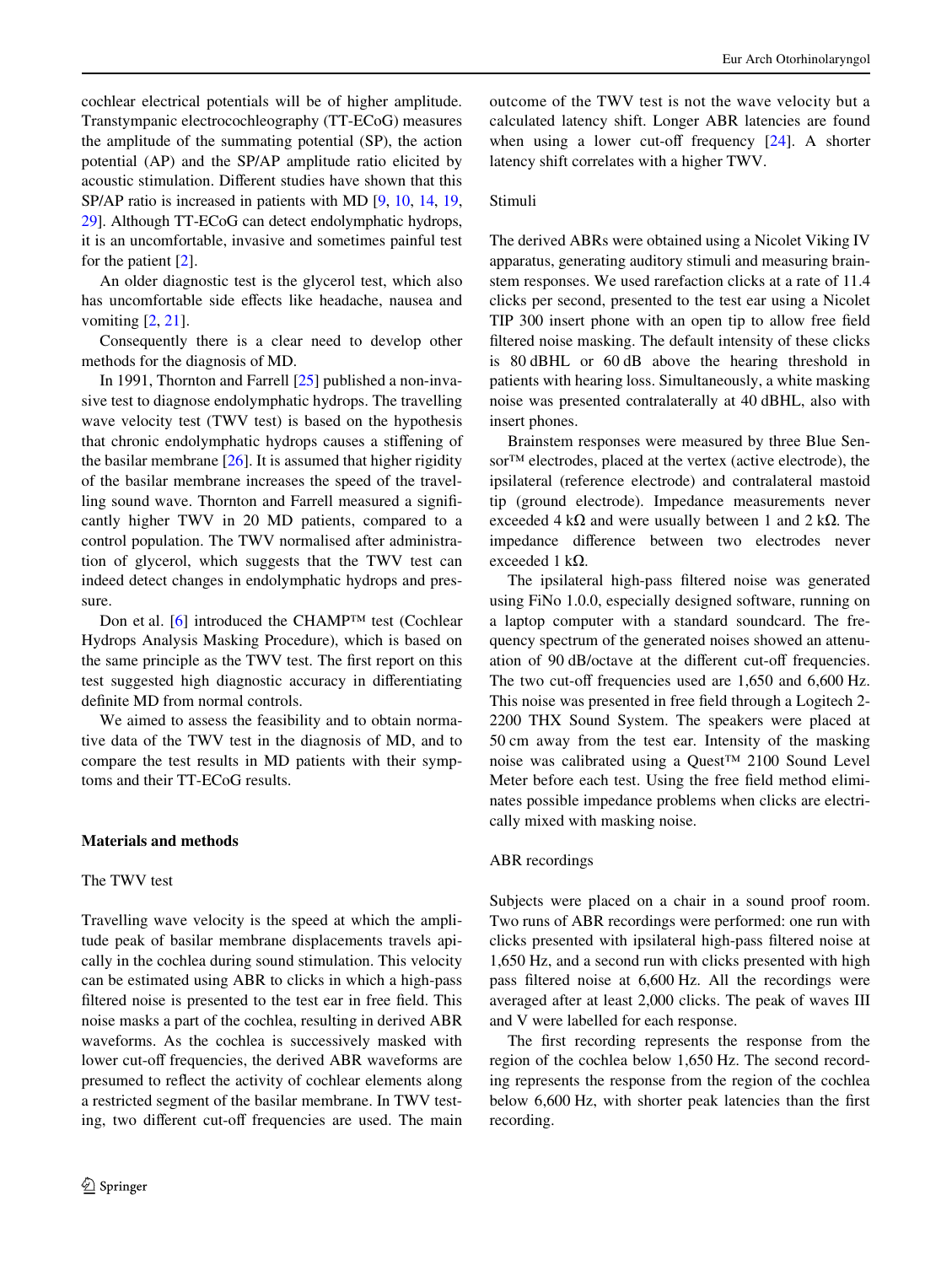cochlear electrical potentials will be of higher amplitude. Transtympanic electrocochleography (TT-ECoG) measures the amplitude of the summating potential (SP), the action potential (AP) and the SP/AP amplitude ratio elicited by acoustic stimulation. Different studies have shown that this SP/AP ratio is increased in patients with MD [9, 10, 14, 19, 29]. Although TT-ECoG can detect endolymphatic hydrops, it is an uncomfortable, invasive and sometimes painful test for the patient [2].

An older diagnostic test is the glycerol test, which also has uncomfortable side effects like headache, nausea and vomiting [2, 21].

Consequently there is a clear need to develop other methods for the diagnosis of MD.

In 1991, Thornton and Farrell [25] published a non-invasive test to diagnose endolymphatic hydrops. The travelling wave velocity test (TWV test) is based on the hypothesis that chronic endolymphatic hydrops causes a stiffening of the basilar membrane [26]. It is assumed that higher rigidity of the basilar membrane increases the speed of the travelling sound wave. Thornton and Farrell measured a significantly higher TWV in 20 MD patients, compared to a control population. The TWV normalised after administration of glycerol, which suggests that the TWV test can indeed detect changes in endolymphatic hydrops and pressure.

Don et al. [6] introduced the CHAMP™ test (Cochlear Hydrops Analysis Masking Procedure), which is based on the same principle as the TWV test. The first report on this test suggested high diagnostic accuracy in differentiating definite MD from normal controls.

We aimed to assess the feasibility and to obtain normative data of the TWV test in the diagnosis of MD, and to compare the test results in MD patients with their symptoms and their TT-ECoG results.

## Materials and methods

### The TWV test

Travelling wave velocity is the speed at which the amplitude peak of basilar membrane displacements travels apically in the cochlea during sound stimulation. This velocity can be estimated using ABR to clicks in which a high-pass filtered noise is presented to the test ear in free field. This noise masks a part of the cochlea, resulting in derived ABR waveforms. As the cochlea is successively masked with lower cut-off frequencies, the derived ABR waveforms are presumed to reflect the activity of cochlear elements along a restricted segment of the basilar membrane. In TWV testing, two different cut-off frequencies are used. The main outcome of the TWV test is not the wave velocity but a calculated latency shift. Longer ABR latencies are found when using a lower cut-off frequency [24]. A shorter latency shift correlates with a higher TWV.

### Stimuli

The derived ABRs were obtained using a Nicolet Viking IV apparatus, generating auditory stimuli and measuring brainstem responses. We used rarefaction clicks at a rate of 11.4 clicks per second, presented to the test ear using a Nicolet TIP 300 insert phone with an open tip to allow free field filtered noise masking. The default intensity of these clicks is 80 dBHL or 60 dB above the hearing threshold in patients with hearing loss. Simultaneously, a white masking noise was presented contralaterally at 40 dBHL, also with insert phones.

Brainstem responses were measured by three Blue Sensor™ electrodes, placed at the vertex (active electrode), the ipsilateral (reference electrode) and contralateral mastoid tip (ground electrode). Impedance measurements never exceeded 4 kΩ and were usually between 1 and 2 kΩ. The impedance difference between two electrodes never exceeded 1 kΩ.

The ipsilateral high-pass filtered noise was generated using FiNo 1.0.0, especially designed software, running on a laptop computer with a standard soundcard. The frequency spectrum of the generated noises showed an attenuation of 90 dB/octave at the different cut-off frequencies. The two cut-off frequencies used are 1,650 and 6,600 Hz. This noise was presented in free field through a Logitech 2-2200 THX Sound System. The speakers were placed at 50 cm away from the test ear. Intensity of the masking noise was calibrated using a Quest™ 2100 Sound Level Meter before each test. Using the free field method eliminates possible impedance problems when clicks are electrically mixed with masking noise.

### ABR recordings

Subjects were placed on a chair in a sound proof room. Two runs of ABR recordings were performed: one run with clicks presented with ipsilateral high-pass filtered noise at 1,650 Hz, and a second run with clicks presented with high pass filtered noise at 6,600 Hz. All the recordings were averaged after at least 2,000 clicks. The peak of waves III and V were labelled for each response.

The first recording represents the response from the region of the cochlea below 1,650 Hz. The second recording represents the response from the region of the cochlea below 6,600 Hz, with shorter peak latencies than the first recording.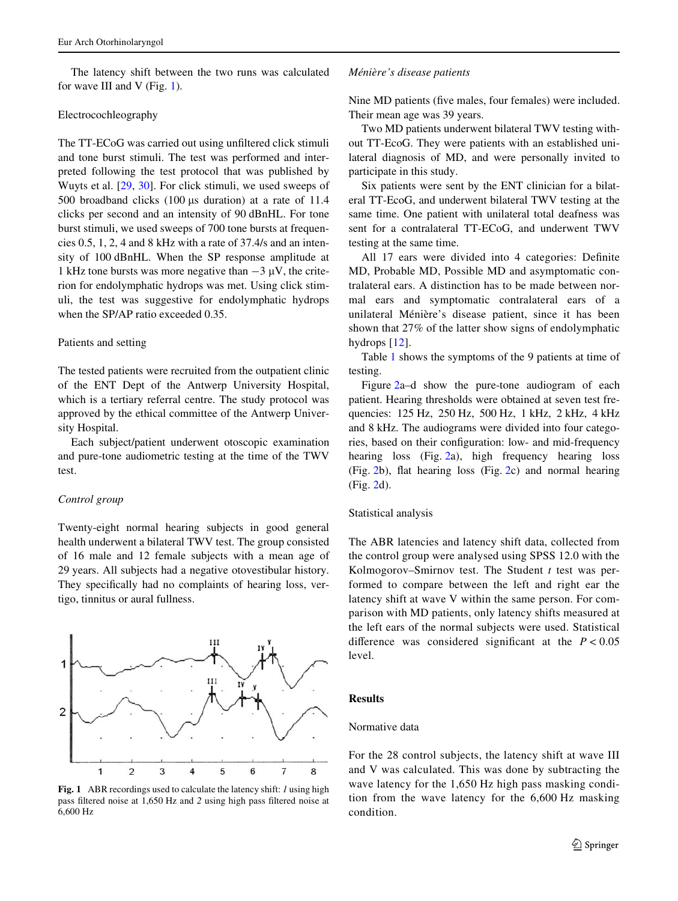The latency shift between the two runs was calculated for wave III and V (Fig. 1).

### Electrocochleography

The TT-ECoG was carried out using unfiltered click stimuli and tone burst stimuli. The test was performed and interpreted following the test protocol that was published by Wuyts et al. [29, 30]. For click stimuli, we used sweeps of 500 broadband clicks (100 µs duration) at a rate of 11.4 clicks per second and an intensity of 90 dBnHL. For tone burst stimuli, we used sweeps of 700 tone bursts at frequencies 0.5, 1, 2, 4 and 8 kHz with a rate of 37.4/s and an intensity of 100 dBnHL. When the SP response amplitude at 1 kHz tone bursts was more negative than −3 µV, the criterion for endolymphatic hydrops was met. Using click stimuli, the test was suggestive for endolymphatic hydrops when the SP/AP ratio exceeded 0.35.

### Patients and setting

The tested patients were recruited from the outpatient clinic of the ENT Dept of the Antwerp University Hospital, which is a tertiary referral centre. The study protocol was approved by the ethical committee of the Antwerp University Hospital.

Each subject/patient underwent otoscopic examination and pure-tone audiometric testing at the time of the TWV test.

#### *Control group*

Twenty-eight normal hearing subjects in good general health underwent a bilateral TWV test. The group consisted of 16 male and 12 female subjects with a mean age of 29 years. All subjects had a negative otovestibular history. They specifically had no complaints of hearing loss, vertigo, tinnitus or aural fullness.

**Fig. 1** ABR recordings used to calculate the latency shift: *1* using high pass filtered noise at 1,650 Hz and *2* using high pass filtered noise at 6,600 Hz

#### *Ménière's disease patients*

Nine MD patients (five males, four females) were included. Their mean age was 39 years.

Two MD patients underwent bilateral TWV testing without TT-EcoG. They were patients with an established unilateral diagnosis of MD, and were personally invited to participate in this study.

Six patients were sent by the ENT clinician for a bilateral TT-EcoG, and underwent bilateral TWV testing at the same time. One patient with unilateral total deafness was sent for a contralateral TT-ECoG, and underwent TWV testing at the same time.

All 17 ears were divided into 4 categories: Definite MD, Probable MD, Possible MD and asymptomatic contralateral ears. A distinction has to be made between normal ears and symptomatic contralateral ears of a unilateral Ménière's disease patient, since it has been shown that 27% of the latter show signs of endolymphatic hydrops [12].

Table 1 shows the symptoms of the 9 patients at time of testing.

Figure 2a–d show the pure-tone audiogram of each patient. Hearing thresholds were obtained at seven test frequencies: 125 Hz, 250 Hz, 500 Hz, 1 kHz, 2 kHz, 4 kHz and 8 kHz. The audiograms were divided into four categories, based on their configuration: low- and mid-frequency hearing loss (Fig. 2a), high frequency hearing loss (Fig. 2b), flat hearing loss (Fig. 2c) and normal hearing (Fig. 2d).

### Statistical analysis

The ABR latencies and latency shift data, collected from the control group were analysed using SPSS 12.0 with the Kolmogorov–Smirnov test. The Student *t* test was performed to compare between the left and right ear the latency shift at wave V within the same person. For comparison with MD patients, only latency shifts measured at the left ears of the normal subjects were used. Statistical difference was considered significant at the $P < 0.05$ level.

## Results

### Normative data

For the 28 control subjects, the latency shift at wave III and V was calculated. This was done by subtracting the wave latency for the 1,650 Hz high pass masking condition from the wave latency for the 6,600 Hz masking condition.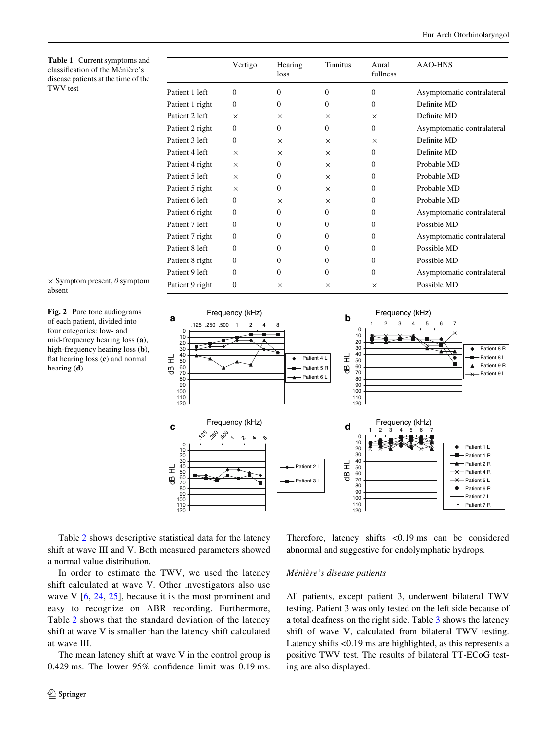**Table 1** Current symptoms and classification of the Ménière's disease patients at the time of the TWV test

| | Vertigo | Hearing loss | Tinnitus | Aural fullness | AAO-HNS |
|---|---|---|---|---|---|
| Patient 1 left | 0 | 0 | 0 | 0 | Asymptomatic contralateral |
| Patient 1 right | 0 | 0 | 0 | 0 | Definite MD |
| Patient 2 left | × | × | × | × | Definite MD |
| Patient 2 right | 0 | 0 | 0 | 0 | Asymptomatic contralateral |
| Patient 3 left | 0 | × | × | × | Definite MD |
| Patient 4 left | × | × | × | 0 | Definite MD |
| Patient 4 right | × | 0 | × | 0 | Probable MD |
| Patient 5 left | × | 0 | × | 0 | Probable MD |
| Patient 5 right | × | 0 | × | 0 | Probable MD |
| Patient 6 left | 0 | × | × | 0 | Probable MD |
| Patient 6 right | 0 | 0 | 0 | 0 | Asymptomatic contralateral |
| Patient 7 left | 0 | 0 | 0 | 0 | Possible MD |
| Patient 7 right | 0 | 0 | 0 | 0 | Asymptomatic contralateral |
| Patient 8 left | 0 | 0 | 0 | 0 | Possible MD |
| Patient 8 right | 0 | 0 | 0 | 0 | Possible MD |
| Patient 9 left | 0 | 0 | 0 | 0 | Asymptomatic contralateral |
| Patient 9 right | 0 | × | × | × | Possible MD |

× Symptom present, *0* symptom absent

**Fig. 2** Pure tone audiograms of each patient, divided into four categories: low- and mid-frequency hearing loss (**a**), high-frequency hearing loss (**b**), flat hearing loss (**c**) and normal hearing (**d**)

Table 2 shows descriptive statistical data for the latency shift at wave III and V. Both measured parameters showed a normal value distribution.

In order to estimate the TWV, we used the latency shift calculated at wave V. Other investigators also use wave V [6, 24, 25], because it is the most prominent and easy to recognize on ABR recording. Furthermore, Table 2 shows that the standard deviation of the latency shift at wave V is smaller than the latency shift calculated at wave III.

The mean latency shift at wave V in the control group is 0.429 ms. The lower 95% confidence limit was 0.19 ms. Therefore, latency shifts <0.19 ms can be considered abnormal and suggestive for endolymphatic hydrops.

*Ménière's disease patients*

All patients, except patient 3, underwent bilateral TWV testing. Patient 3 was only tested on the left side because of a total deafness on the right side. Table 3 shows the latency shift of wave V, calculated from bilateral TWV testing. Latency shifts <0.19 ms are highlighted, as this represents a positive TWV test. The results of bilateral TT-ECoG testing are also displayed.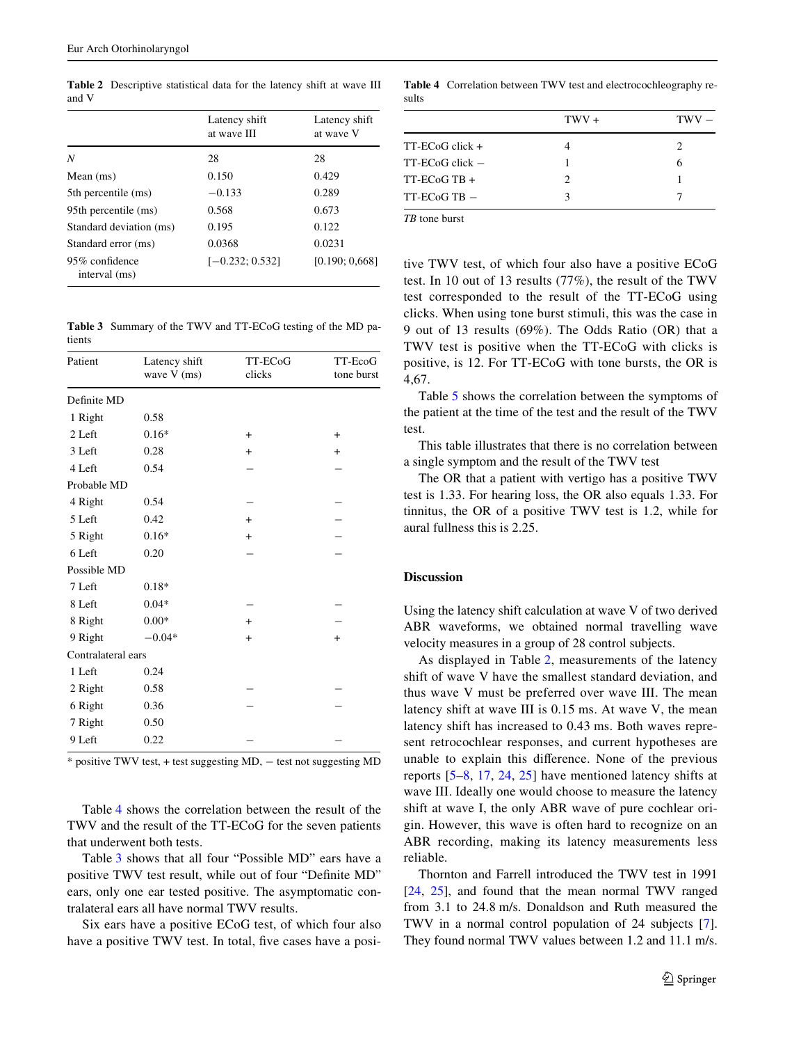**Table 2** Descriptive statistical data for the latency shift at wave III and V

| | Latency shift at wave III | Latency shift at wave V |
|---|---|---|
| *N* | 28 | 28 |
| Mean (ms) | 0.150 | 0.429 |
| 5th percentile (ms) | −0.133 | 0.289 |
| 95th percentile (ms) | 0.568 | 0.673 |
| Standard deviation (ms) | 0.195 | 0.122 |
| Standard error (ms) | 0.0368 | 0.0231 |
| 95% confidence interval (ms) | [−0.232; 0.532] | [0.190; 0,668] |

**Table 3** Summary of the TWV and TT-ECoG testing of the MD patients

| Patient | Latency shift wave V (ms) | TT-ECoG clicks | TT-EcoG tone burst |
|---|---|---|---|
| Definite MD | | | |
| 1 Right | 0.58 | | |
| 2 Left | 0.16* | + | + |
| 3 Left | 0.28 | + | + |
| 4 Left | 0.54 | − | − |
| Probable MD | | | |
| 4 Right | 0.54 | − | − |
| 5 Left | 0.42 | + | − |
| 5 Right | 0.16* | + | − |
| 6 Left | 0.20 | − | − |
| Possible MD | | | |
| 7 Left | 0.18* | | |
| 8 Left | 0.04* | − | − |
| 8 Right | 0.00* | + | − |
| 9 Right | −0.04* | + | + |
| Contralateral ears | | | |
| 1 Left | 0.24 | | |
| 2 Right | 0.58 | − | − |
| 6 Right | 0.36 | − | − |
| 7 Right | 0.50 | | |
| 9 Left | 0.22 | − | − |

\* positive TWV test, + test suggesting MD, − test not suggesting MD

Table 4 shows the correlation between the result of the TWV and the result of the TT-ECoG for the seven patients that underwent both tests.

Table 3 shows that all four "Possible MD" ears have a positive TWV test result, while out of four "Definite MD" ears, only one ear tested positive. The asymptomatic contralateral ears all have normal TWV results.

Six ears have a positive ECoG test, of which four also have a positive TWV test. In total, five cases have a positive TWV test, of which four also have a positive ECoG test. In 10 out of 13 results (77%), the result of the TWV test corresponded to the result of the TT-ECoG using clicks. When using tone burst stimuli, this was the case in 9 out of 13 results (69%). The Odds Ratio (OR) that a TWV test is positive when the TT-ECoG with clicks is positive, is 12. For TT-ECoG with tone bursts, the OR is 4,67.

**Table 4** Correlation between TWV test and electrocochleography results

| | TWV + | TWV − |
|---|---|---|
| TT-ECoG click + | 4 | 2 |
| TT-ECoG click − | 1 | 6 |
| TT-ECoG TB + | 2 | 1 |
| TT-ECoG TB − | 3 | 7 |

*TB* tone burst

Table 5 shows the correlation between the symptoms of the patient at the time of the test and the result of the TWV test.

This table illustrates that there is no correlation between a single symptom and the result of the TWV test

The OR that a patient with vertigo has a positive TWV test is 1.33. For hearing loss, the OR also equals 1.33. For tinnitus, the OR of a positive TWV test is 1.2, while for aural fullness this is 2.25.

## Discussion

Using the latency shift calculation at wave V of two derived ABR waveforms, we obtained normal travelling wave velocity measures in a group of 28 control subjects.

As displayed in Table 2, measurements of the latency shift of wave V have the smallest standard deviation, and thus wave V must be preferred over wave III. The mean latency shift at wave III is 0.15 ms. At wave V, the mean latency shift has increased to 0.43 ms. Both waves represent retrocochlear responses, and current hypotheses are unable to explain this difference. None of the previous reports [5–8, 17, 24, 25] have mentioned latency shifts at wave III. Ideally one would choose to measure the latency shift at wave I, the only ABR wave of pure cochlear origin. However, this wave is often hard to recognize on an ABR recording, making its latency measurements less reliable.

Thornton and Farrell introduced the TWV test in 1991 [24, 25], and found that the mean normal TWV ranged from 3.1 to 24.8 m/s. Donaldson and Ruth measured the TWV in a normal control population of 24 subjects [7]. They found normal TWV values between 1.2 and 11.1 m/s.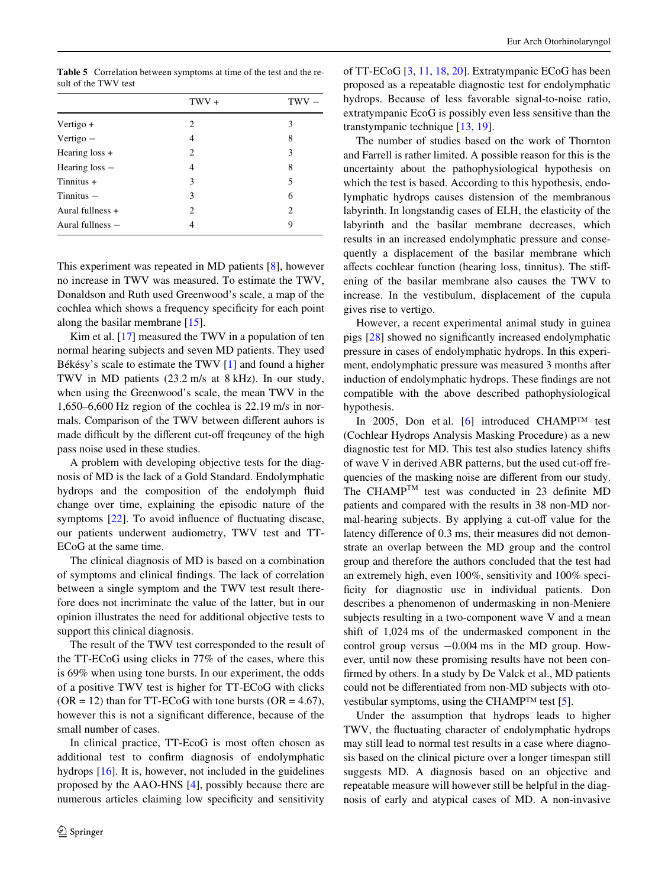**Table 5** Correlation between symptoms at time of the test and the result of the TWV test

| | TWV + | TWV − |
|---|---|---|
| Vertigo + | 2 | 3 |
| Vertigo − | 4 | 8 |
| Hearing loss + | 2 | 3 |
| Hearing loss − | 4 | 8 |
| Tinnitus + | 3 | 5 |
| Tinnitus − | 3 | 6 |
| Aural fullness + | 2 | 2 |
| Aural fullness − | 4 | 9 |

This experiment was repeated in MD patients [8], however no increase in TWV was measured. To estimate the TWV, Donaldson and Ruth used Greenwood's scale, a map of the cochlea which shows a frequency specificity for each point along the basilar membrane [15].

Kim et al. [17] measured the TWV in a population of ten normal hearing subjects and seven MD patients. They used Békésy's scale to estimate the TWV [1] and found a higher TWV in MD patients (23.2 m/s at 8 kHz). In our study, when using the Greenwood's scale, the mean TWV in the 1,650–6,600 Hz region of the cochlea is 22.19 m/s in normals. Comparison of the TWV between different auhors is made difficult by the different cut-off freqeuncy of the high pass noise used in these studies.

A problem with developing objective tests for the diagnosis of MD is the lack of a Gold Standard. Endolymphatic hydrops and the composition of the endolymph fluid change over time, explaining the episodic nature of the symptoms [22]. To avoid influence of fluctuating disease, our patients underwent audiometry, TWV test and TT-ECoG at the same time.

The clinical diagnosis of MD is based on a combination of symptoms and clinical findings. The lack of correlation between a single symptom and the TWV test result therefore does not incriminate the value of the latter, but in our opinion illustrates the need for additional objective tests to support this clinical diagnosis.

The result of the TWV test corresponded to the result of the TT-ECoG using clicks in 77% of the cases, where this is 69% when using tone bursts. In our experiment, the odds of a positive TWV test is higher for TT-ECoG with clicks (OR = 12) than for TT-ECoG with tone bursts (OR = 4.67), however this is not a significant difference, because of the small number of cases.

In clinical practice, TT-EcoG is most often chosen as additional test to confirm diagnosis of endolymphatic hydrops [16]. It is, however, not included in the guidelines proposed by the AAO-HNS [4], possibly because there are numerous articles claiming low specificity and sensitivity of TT-ECoG [3, 11, 18, 20]. Extratympanic ECoG has been proposed as a repeatable diagnostic test for endolymphatic hydrops. Because of less favorable signal-to-noise ratio, extratympanic EcoG is possibly even less sensitive than the transtympanic technique [13, 19].

The number of studies based on the work of Thornton and Farrell is rather limited. A possible reason for this is the uncertainty about the pathophysiological hypothesis on which the test is based. According to this hypothesis, endolymphatic hydrops causes distension of the membranous labyrinth. In longstandig cases of ELH, the elasticity of the labyrinth and the basilar membrane decreases, which results in an increased endolymphatic pressure and consequently a displacement of the basilar membrane which affects cochlear function (hearing loss, tinnitus). The stiffening of the basilar membrane also causes the TWV to increase. In the vestibulum, displacement of the cupula gives rise to vertigo.

However, a recent experimental animal study in guinea pigs [28] showed no significantly increased endolymphatic pressure in cases of endolymphatic hydrops. In this experiment, endolymphatic pressure was measured 3 months after induction of endolymphatic hydrops. These findings are not compatible with the above described pathophysiological hypothesis.

In 2005, Don et al. [6] introduced CHAMP™ test (Cochlear Hydrops Analysis Masking Procedure) as a new diagnostic test for MD. This test also studies latency shifts of wave V in derived ABR patterns, but the used cut-off frequencies of the masking noise are different from our study. The CHAMP™ test was conducted in 23 definite MD patients and compared with the results in 38 non-MD normal-hearing subjects. By applying a cut-off value for the latency difference of 0.3 ms, their measures did not demonstrate an overlap between the MD group and the control group and therefore the authors concluded that the test had an extremely high, even 100%, sensitivity and 100% specificity for diagnostic use in individual patients. Don describes a phenomenon of undermasking in non-Meniere subjects resulting in a two-component wave V and a mean shift of 1,024 ms of the undermasked component in the control group versus −0.004 ms in the MD group. However, until now these promising results have not been confirmed by others. In a study by De Valck et al., MD patients could not be differentiated from non-MD subjects with oto-vestibular symptoms, using the CHAMP™ test [5].

Under the assumption that hydrops leads to higher TWV, the fluctuating character of endolymphatic hydrops may still lead to normal test results in a case where diagnosis based on the clinical picture over a longer timespan still suggests MD. A diagnosis based on an objective and repeatable measure will however still be helpful in the diagnosis of early and atypical cases of MD. A non-invasive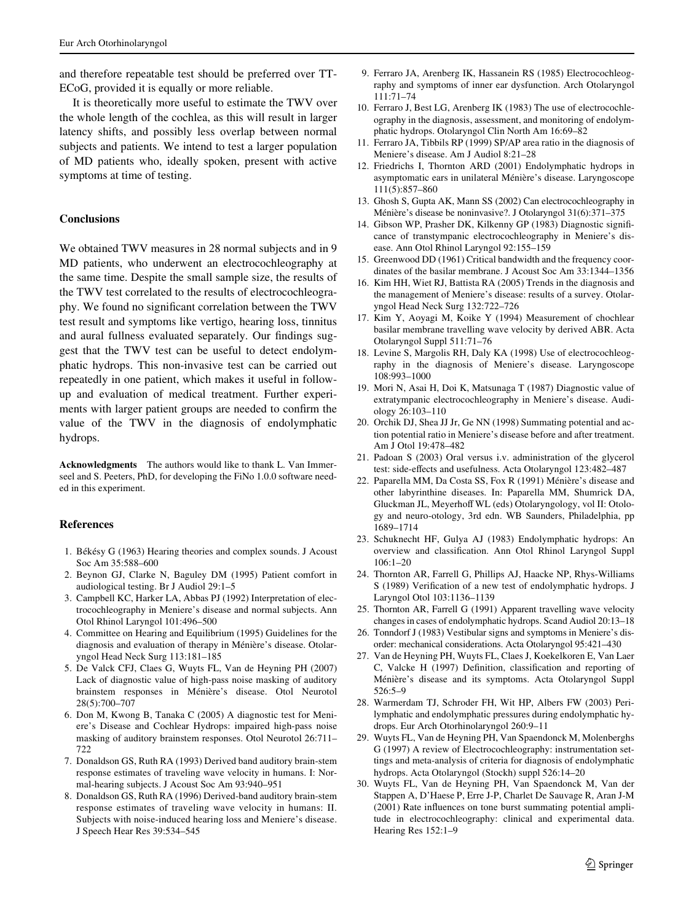and therefore repeatable test should be preferred over TT-ECoG, provided it is equally or more reliable.

It is theoretically more useful to estimate the TWV over the whole length of the cochlea, as this will result in larger latency shifts, and possibly less overlap between normal subjects and patients. We intend to test a larger population of MD patients who, ideally spoken, present with active symptoms at time of testing.

## Conclusions

We obtained TWV measures in 28 normal subjects and in 9 MD patients, who underwent an electrocochleography at the same time. Despite the small sample size, the results of the TWV test correlated to the results of electrocochleography. We found no significant correlation between the TWV test result and symptoms like vertigo, hearing loss, tinnitus and aural fullness evaluated separately. Our findings suggest that the TWV test can be useful to detect endolymphatic hydrops. This non-invasive test can be carried out repeatedly in one patient, which makes it useful in follow-up and evaluation of medical treatment. Further experiments with larger patient groups are needed to confirm the value of the TWV in the diagnosis of endolymphatic hydrops.

**Acknowledgments** The authors would like to thank L. Van Immerseel and S. Peeters, PhD, for developing the FiNo 1.0.0 software needed in this experiment.

## References

1. Békésy G (1963) Hearing theories and complex sounds. J Acoust Soc Am 35:588–600
2. Beynon GJ, Clarke N, Baguley DM (1995) Patient comfort in audiological testing. Br J Audiol 29:1–5
3. Campbell KC, Harker LA, Abbas PJ (1992) Interpretation of electrocochleography in Meniere's disease and normal subjects. Ann Otol Rhinol Laryngol 101:496–500
4. Committee on Hearing and Equilibrium (1995) Guidelines for the diagnosis and evaluation of therapy in Ménière's disease. Otolaryngol Head Neck Surg 113:181–185
5. De Valck CFJ, Claes G, Wuyts FL, Van de Heyning PH (2007) Lack of diagnostic value of high-pass noise masking of auditory brainstem responses in Ménière's disease. Otol Neurotol 28(5):700–707
6. Don M, Kwong B, Tanaka C (2005) A diagnostic test for Meniere's Disease and Cochlear Hydrops: impaired high-pass noise masking of auditory brainstem responses. Otol Neurotol 26:711–722
7. Donaldson GS, Ruth RA (1993) Derived band auditory brain-stem response estimates of traveling wave velocity in humans. I: Normal-hearing subjects. J Acoust Soc Am 93:940–951
8. Donaldson GS, Ruth RA (1996) Derived-band auditory brain-stem response estimates of traveling wave velocity in humans: II. Subjects with noise-induced hearing loss and Meniere's disease. J Speech Hear Res 39:534–545
9. Ferraro JA, Arenberg IK, Hassanein RS (1985) Electrocochleography and symptoms of inner ear dysfunction. Arch Otolaryngol 111:71–74
10. Ferraro J, Best LG, Arenberg IK (1983) The use of electrocochleography in the diagnosis, assessment, and monitoring of endolymphatic hydrops. Otolaryngol Clin North Am 16:69–82
11. Ferraro JA, Tibbils RP (1999) SP/AP area ratio in the diagnosis of Meniere's disease. Am J Audiol 8:21–28
12. Friedrichs I, Thornton ARD (2001) Endolymphatic hydrops in asymptomatic ears in unilateral Ménière's disease. Laryngoscope 111(5):857–860
13. Ghosh S, Gupta AK, Mann SS (2002) Can electrocochleography in Ménière's disease be noninvasive?. J Otolaryngol 31(6):371–375
14. Gibson WP, Prasher DK, Kilkenny GP (1983) Diagnostic significance of transtympanic electrocochleography in Meniere's disease. Ann Otol Rhinol Laryngol 92:155–159
15. Greenwood DD (1961) Critical bandwidth and the frequency coordinates of the basilar membrane. J Acoust Soc Am 33:1344–1356
16. Kim HH, Wiet RJ, Battista RA (2005) Trends in the diagnosis and the management of Meniere's disease: results of a survey. Otolaryngol Head Neck Surg 132:722–726
17. Kim Y, Aoyagi M, Koike Y (1994) Measurement of chochlear basilar membrane travelling wave velocity by derived ABR. Acta Otolaryngol Suppl 511:71–76
18. Levine S, Margolis RH, Daly KA (1998) Use of electrocochleography in the diagnosis of Meniere's disease. Laryngoscope 108:993–1000
19. Mori N, Asai H, Doi K, Matsunaga T (1987) Diagnostic value of extratympanic electrocochleography in Meniere's disease. Audiology 26:103–110
20. Orchik DJ, Shea JJ Jr, Ge NN (1998) Summating potential and action potential ratio in Meniere's disease before and after treatment. Am J Otol 19:478–482
21. Padoan S (2003) Oral versus i.v. administration of the glycerol test: side-effects and usefulness. Acta Otolaryngol 123:482–487
22. Paparella MM, Da Costa SS, Fox R (1991) Ménière's disease and other labyrinthine diseases. In: Paparella MM, Shumrick DA, Gluckman JL, Meyerhoff WL (eds) Otolaryngology, vol II: Otology and neuro-otology, 3rd edn. WB Saunders, Philadelphia, pp 1689–1714
23. Schuknecht HF, Gulya AJ (1983) Endolymphatic hydrops: An overview and classification. Ann Otol Rhinol Laryngol Suppl 106:1–20
24. Thornton AR, Farrell G, Phillips AJ, Haacke NP, Rhys-Williams S (1989) Verification of a new test of endolymphatic hydrops. J Laryngol Otol 103:1136–1139
25. Thornton AR, Farrell G (1991) Apparent travelling wave velocity changes in cases of endolymphatic hydrops. Scand Audiol 20:13–18
26. Tonndorf J (1983) Vestibular signs and symptoms in Meniere's disorder: mechanical considerations. Acta Otolaryngol 95:421–430
27. Van de Heyning PH, Wuyts FL, Claes J, Koekelkoren E, Van Laer C, Valcke H (1997) Definition, classification and reporting of Ménière's disease and its symptoms. Acta Otolaryngol Suppl 526:5–9
28. Warmerdam TJ, Schroder FH, Wit HP, Albers FW (2003) Perilymphatic and endolymphatic pressures during endolymphatic hydrops. Eur Arch Otorhinolaryngol 260:9–11
29. Wuyts FL, Van de Heyning PH, Van Spaendonck M, Molenberghs G (1997) A review of Electrocochleography: instrumentation settings and meta-analysis of criteria for diagnosis of endolymphatic hydrops. Acta Otolaryngol (Stockh) suppl 526:14–20
30. Wuyts FL, Van de Heyning PH, Van Spaendonck M, Van der Stappen A, D'Haese P, Erre J-P, Charlet De Sauvage R, Aran J-M (2001) Rate influences on tone burst summating potential amplitude in electrocochleography: clinical and experimental data. Hearing Res 152:1–9